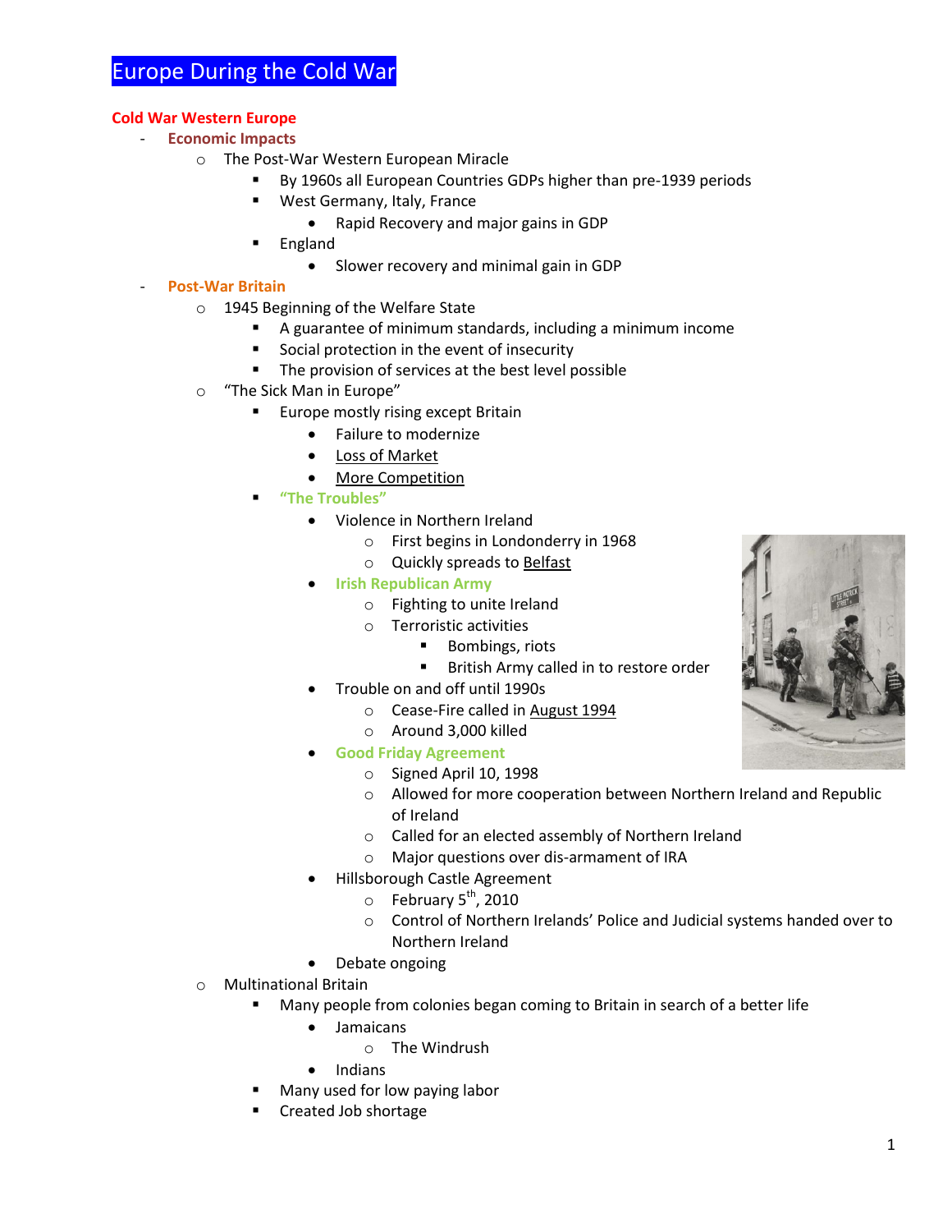# Europe During the Cold War

## Cold War Western Europe

- **Economic Impacts**
  - The Post-War Western European Miracle
    - By 1960s all European Countries GDPs higher than pre-1939 periods
    - West Germany, Italy, France
      - Rapid Recovery and major gains in GDP
    - England
      - Slower recovery and minimal gain in GDP
- **Post-War Britain**
  - 1945 Beginning of the Welfare State
    - A guarantee of minimum standards, including a minimum income
    - Social protection in the event of insecurity
    - The provision of services at the best level possible
  - "The Sick Man in Europe"
    - Europe mostly rising except Britain
      - Failure to modernize
      - Loss of Market
      - More Competition
    - **"The Troubles"**
      - Violence in Northern Ireland
        - First begins in Londonderry in 1968
        - Quickly spreads to Belfast
      - **Irish Republican Army**
        - Fighting to unite Ireland
        - Terroristic activities
          - Bombings, riots
          - British Army called in to restore order
      - Trouble on and off until 1990s
        - Cease-Fire called in August 1994
        - Around 3,000 killed
      - **Good Friday Agreement**
        - Signed April 10, 1998
        - Allowed for more cooperation between Northern Ireland and Republic of Ireland
        - Called for an elected assembly of Northern Ireland
        - Major questions over dis-armament of IRA
      - Hillsborough Castle Agreement
        - February 5th, 2010
        - Control of Northern Irelands' Police and Judicial systems handed over to Northern Ireland
      - Debate ongoing
  - Multinational Britain
    - Many people from colonies began coming to Britain in search of a better life
      - Jamaicans
        - The Windrush
      - Indians
    - Many used for low paying labor
    - Created Job shortage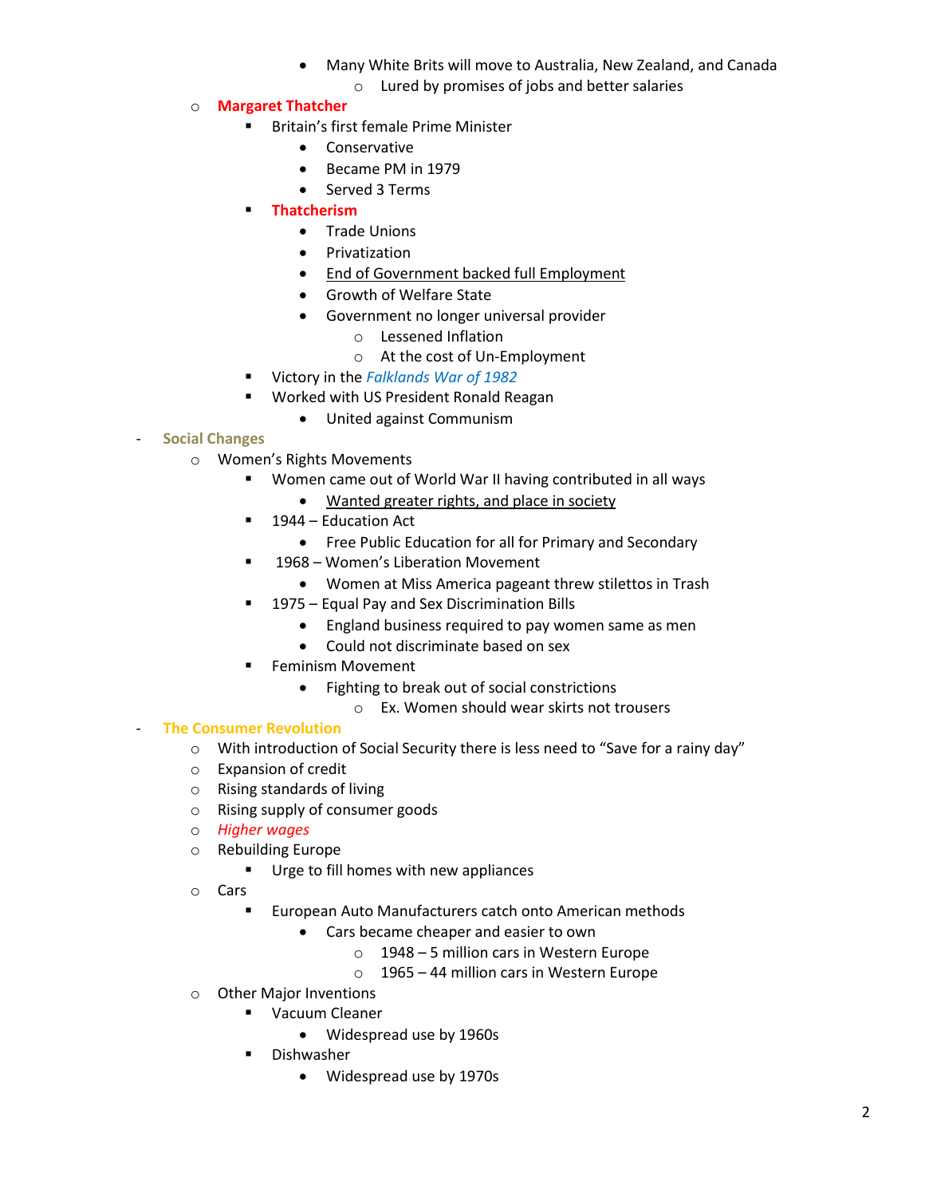- Many White Brits will move to Australia, New Zealand, and Canada
            - Lured by promises of jobs and better salaries
    - **Margaret Thatcher**
        - Britain's first female Prime Minister
            - Conservative
            - Became PM in 1979
            - Served 3 Terms
        - **Thatcherism**
            - Trade Unions
            - Privatization
            - <u>End of Government backed full Employment</u>
            - Growth of Welfare State
            - Government no longer universal provider
                - Lessened Inflation
                - At the cost of Un-Employment
        - Victory in the *Falklands War of 1982*
        - Worked with US President Ronald Reagan
            - United against Communism

- **Social Changes**
    - Women's Rights Movements
        - Women came out of World War II having contributed in all ways
            - <u>Wanted greater rights, and place in society</u>
        - 1944 – Education Act
            - Free Public Education for all for Primary and Secondary
        - 1968 – Women's Liberation Movement
            - Women at Miss America pageant threw stilettos in Trash
        - 1975 – Equal Pay and Sex Discrimination Bills
            - England business required to pay women same as men
            - Could not discriminate based on sex
        - Feminism Movement
            - Fighting to break out of social constrictions
                - Ex. Women should wear skirts not trousers

- **The Consumer Revolution**
    - With introduction of Social Security there is less need to "Save for a rainy day"
    - Expansion of credit
    - Rising standards of living
    - Rising supply of consumer goods
    - *Higher wages*
    - Rebuilding Europe
        - Urge to fill homes with new appliances
    - Cars
        - European Auto Manufacturers catch onto American methods
            - Cars became cheaper and easier to own
                - 1948 – 5 million cars in Western Europe
                - 1965 – 44 million cars in Western Europe
    - Other Major Inventions
        - Vacuum Cleaner
            - Widespread use by 1960s
        - Dishwasher
            - Widespread use by 1970s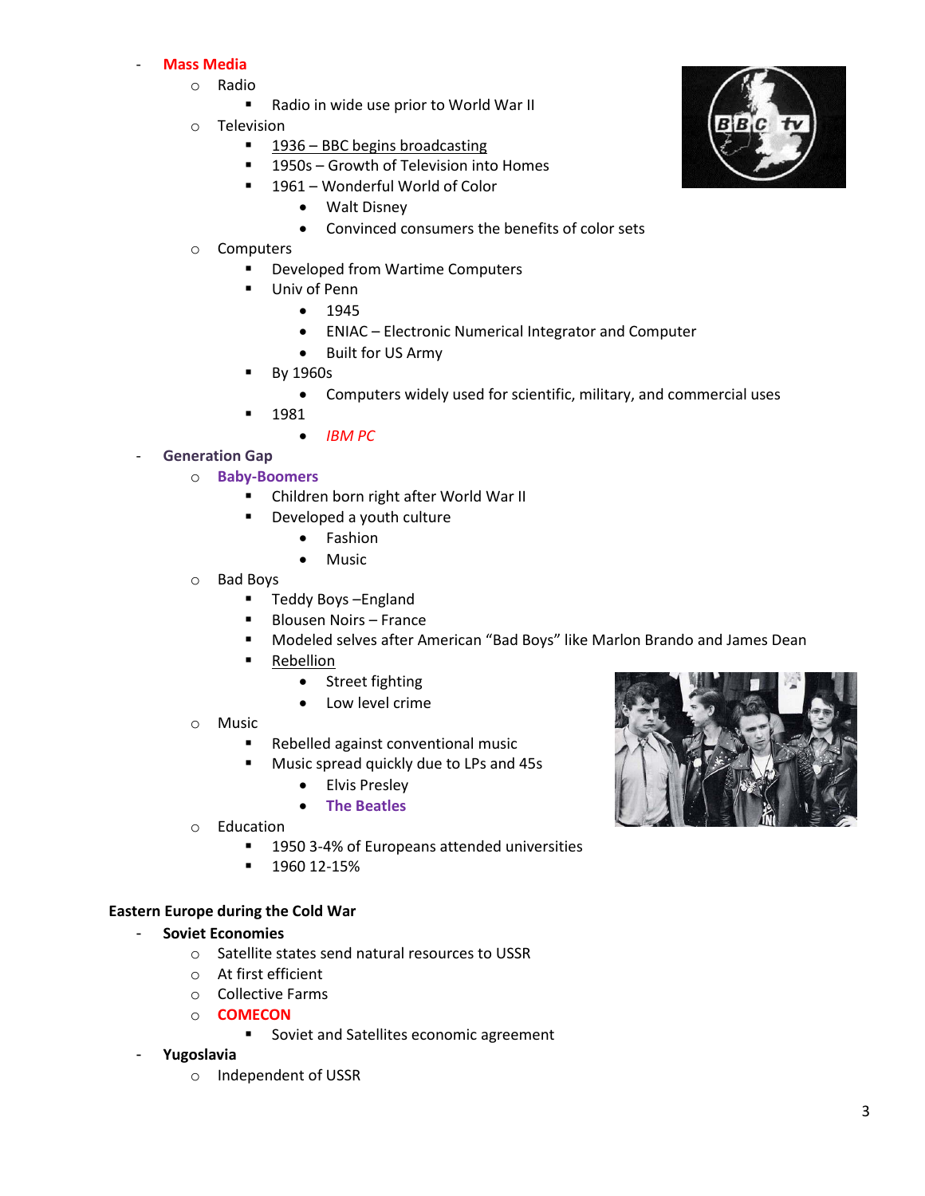- **Mass Media**
  - Radio
    - Radio in wide use prior to World War II
  - Television
    - 1936 – BBC begins broadcasting
    - 1950s – Growth of Television into Homes
    - 1961 – Wonderful World of Color
      - Walt Disney
      - Convinced consumers the benefits of color sets
  - Computers
    - Developed from Wartime Computers
    - Univ of Penn
      - 1945
      - ENIAC – Electronic Numerical Integrator and Computer
      - Built for US Army
    - By 1960s
      - Computers widely used for scientific, military, and commercial uses
    - 1981
      - *IBM PC*
- **Generation Gap**
  - **Baby-Boomers**
    - Children born right after World War II
    - Developed a youth culture
      - Fashion
      - Music
  - Bad Boys
    - Teddy Boys –England
    - Blousen Noirs – France
    - Modeled selves after American "Bad Boys" like Marlon Brando and James Dean
    - Rebellion
      - Street fighting
      - Low level crime
  - Music
    - Rebelled against conventional music
    - Music spread quickly due to LPs and 45s
      - Elvis Presley
      - **The Beatles**
  - Education
    - 1950 3-4% of Europeans attended universities
    - 1960 12-15%

**Eastern Europe during the Cold War**

- **Soviet Economies**
  - Satellite states send natural resources to USSR
  - At first efficient
  - Collective Farms
  - **COMECON**
    - Soviet and Satellites economic agreement
- **Yugoslavia**
  - Independent of USSR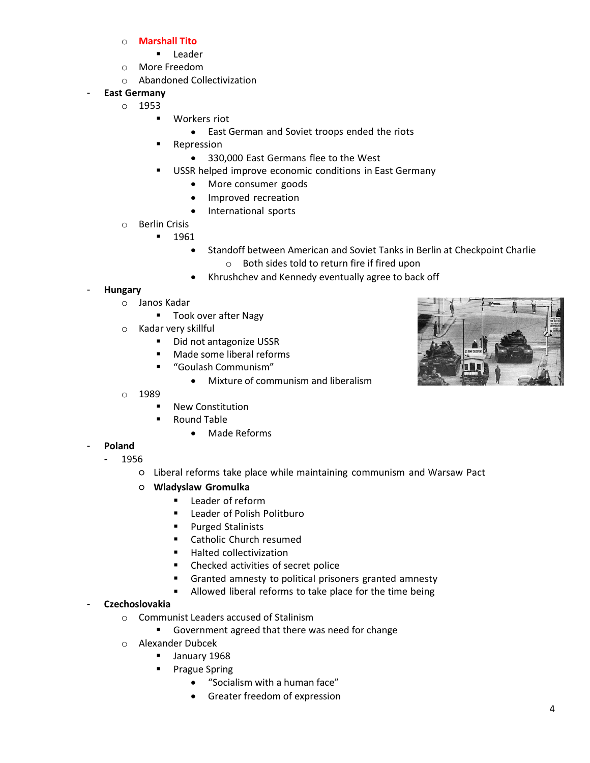- **Marshall Tito**
  - Leader
- More Freedom
- Abandoned Collectivization

- **East Germany**
  - 1953
    - Workers riot
      - East German and Soviet troops ended the riots
    - Repression
      - 330,000 East Germans flee to the West
    - USSR helped improve economic conditions in East Germany
      - More consumer goods
      - Improved recreation
      - International sports
  - Berlin Crisis
    - 1961
      - Standoff between American and Soviet Tanks in Berlin at Checkpoint Charlie
        - Both sides told to return fire if fired upon
      - Khrushchev and Kennedy eventually agree to back off

- **Hungary**
  - Janos Kadar
    - Took over after Nagy
  - Kadar very skillful
    - Did not antagonize USSR
    - Made some liberal reforms
    - "Goulash Communism"
      - Mixture of communism and liberalism
  - 1989
    - New Constitution
    - Round Table
      - Made Reforms

- **Poland**
  - 1956
    - Liberal reforms take place while maintaining communism and Warsaw Pact
    - **Wladyslaw Gromulka**
      - Leader of reform
      - Leader of Polish Politburo
      - Purged Stalinists
      - Catholic Church resumed
      - Halted collectivization
      - Checked activities of secret police
      - Granted amnesty to political prisoners granted amnesty
      - Allowed liberal reforms to take place for the time being

- **Czechoslovakia**
  - Communist Leaders accused of Stalinism
    - Government agreed that there was need for change
  - Alexander Dubcek
    - January 1968
    - Prague Spring
      - "Socialism with a human face"
      - Greater freedom of expression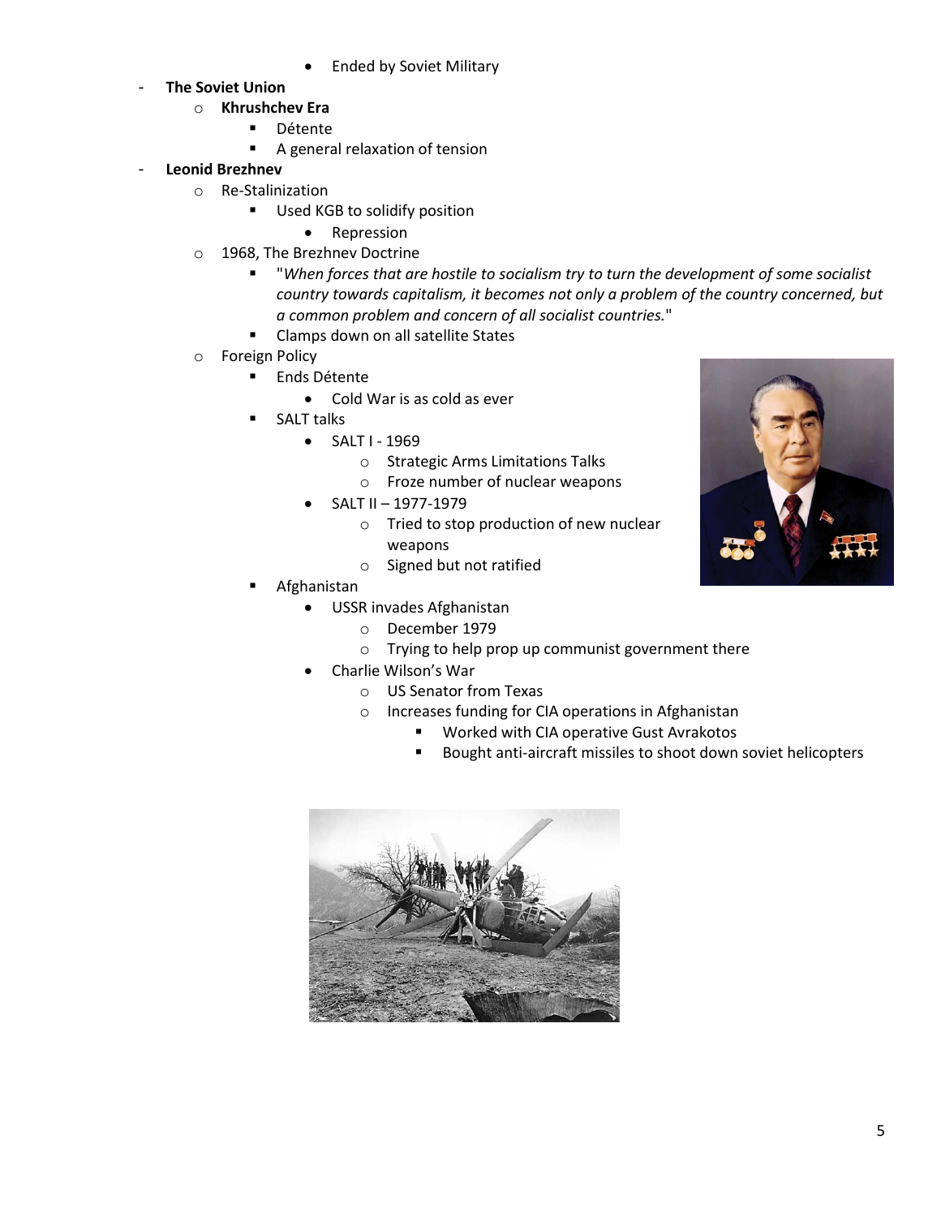- Ended by Soviet Military

- **The Soviet Union**
  - **Khrushchev Era**
    - Détente
    - A general relaxation of tension
- **Leonid Brezhnev**
  - Re-Stalinization
    - Used KGB to solidify position
      - Repression
  - 1968, The Brezhnev Doctrine
    - "*When forces that are hostile to socialism try to turn the development of some socialist country towards capitalism, it becomes not only a problem of the country concerned, but a common problem and concern of all socialist countries.*"
    - Clamps down on all satellite States
  - Foreign Policy
    - Ends Détente
      - Cold War is as cold as ever
    - SALT talks
      - SALT I - 1969
        - Strategic Arms Limitations Talks
        - Froze number of nuclear weapons
      - SALT II – 1977-1979
        - Tried to stop production of new nuclear weapons
        - Signed but not ratified
    - Afghanistan
      - USSR invades Afghanistan
        - December 1979
        - Trying to help prop up communist government there
      - Charlie Wilson's War
        - US Senator from Texas
        - Increases funding for CIA operations in Afghanistan
          - Worked with CIA operative Gust Avrakotos
          - Bought anti-aircraft missiles to shoot down soviet helicopters